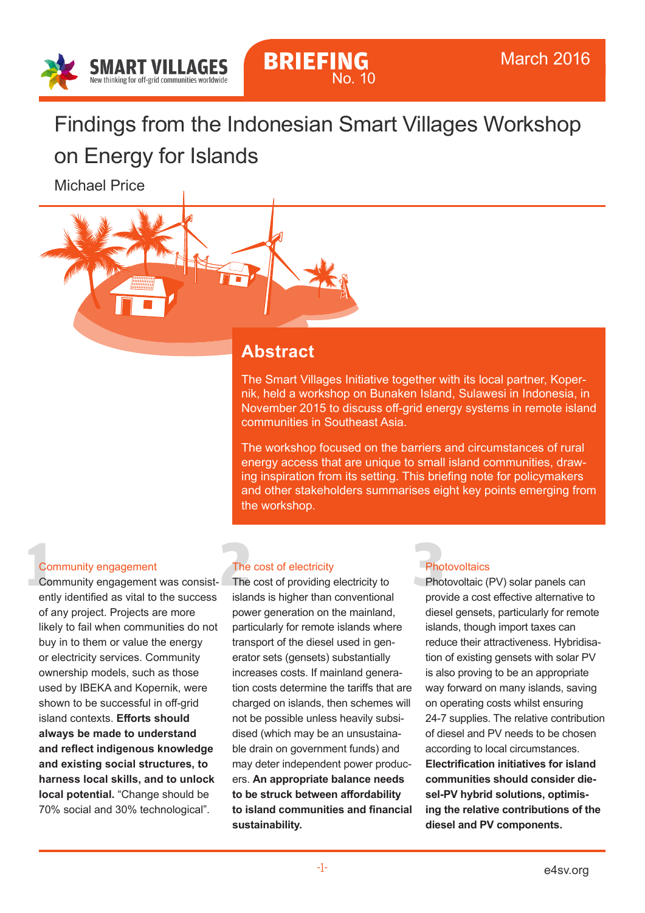SMART VILLAGES
New thinking for off-grid communities worldwide

BRIEFING
No. 10

March 2016

# Findings from the Indonesian Smart Villages Workshop on Energy for Islands

Michael Price

## Abstract

The Smart Villages Initiative together with its local partner, Kopernik, held a workshop on Bunaken Island, Sulawesi in Indonesia, in November 2015 to discuss off-grid energy systems in remote island communities in Southeast Asia.

The workshop focused on the barriers and circumstances of rural energy access that are unique to small island communities, drawing inspiration from its setting. This briefing note for policymakers and other stakeholders summarises eight key points emerging from the workshop.

### 1 Community engagement

Community engagement was consistently identified as vital to the success of any project. Projects are more likely to fail when communities do not buy in to them or value the energy or electricity services. Community ownership models, such as those used by IBEKA and Kopernik, were shown to be successful in off-grid island contexts. **Efforts should always be made to understand and reflect indigenous knowledge and existing social structures, to harness local skills, and to unlock local potential.** "Change should be 70% social and 30% technological".

### 2 The cost of electricity

The cost of providing electricity to islands is higher than conventional power generation on the mainland, particularly for remote islands where transport of the diesel used in generator sets (gensets) substantially increases costs. If mainland generation costs determine the tariffs that are charged on islands, then schemes will not be possible unless heavily subsidised (which may be an unsustainable drain on government funds) and may deter independent power producers. **An appropriate balance needs to be struck between affordability to island communities and financial sustainability.**

### 3 Photovoltaics

Photovoltaic (PV) solar panels can provide a cost effective alternative to diesel gensets, particularly for remote islands, though import taxes can reduce their attractiveness. Hybridisation of existing gensets with solar PV is also proving to be an appropriate way forward on many islands, saving on operating costs whilst ensuring 24-7 supplies. The relative contribution of diesel and PV needs to be chosen according to local circumstances. **Electrification initiatives for island communities should consider diesel-PV hybrid solutions, optimising the relative contributions of the diesel and PV components.**

e4sv.org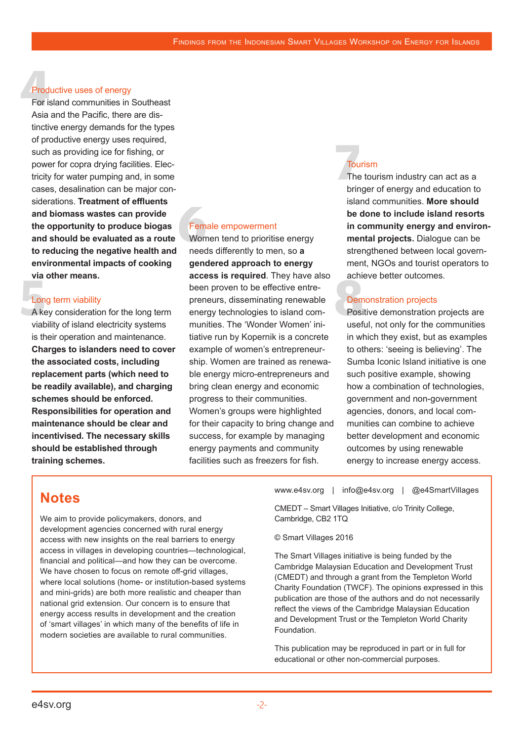## 4 Productive uses of energy

For island communities in Southeast Asia and the Pacific, there are distinctive energy demands for the types of productive energy uses required, such as providing ice for fishing, or power for copra drying facilities. Electricity for water pumping and, in some cases, desalination can be major considerations. **Treatment of effluents and biomass wastes can provide the opportunity to produce biogas and should be evaluated as a route to reducing the negative health and environmental impacts of cooking via other means.**

## 5 Long term viability

A key consideration for the long term viability of island electricity systems is their operation and maintenance. **Charges to islanders need to cover the associated costs, including replacement parts (which need to be readily available), and charging schemes should be enforced. Responsibilities for operation and maintenance should be clear and incentivised. The necessary skills should be established through training schemes.**

## 6 Female empowerment

Women tend to prioritise energy needs differently to men, so **a gendered approach to energy access is required**. They have also been proven to be effective entrepreneurs, disseminating renewable energy technologies to island communities. The 'Wonder Women' initiative run by Kopernik is a concrete example of women's entrepreneurship. Women are trained as renewable energy micro-entrepreneurs and bring clean energy and economic progress to their communities. Women's groups were highlighted for their capacity to bring change and success, for example by managing energy payments and community facilities such as freezers for fish.

## 7 Tourism

The tourism industry can act as a bringer of energy and education to island communities. **More should be done to include island resorts in community energy and environmental projects.** Dialogue can be strengthened between local government, NGOs and tourist operators to achieve better outcomes.

## 8 Demonstration projects

Positive demonstration projects are useful, not only for the communities in which they exist, but as examples to others: 'seeing is believing'. The Sumba Iconic Island initiative is one such positive example, showing how a combination of technologies, government and non-government agencies, donors, and local communities can combine to achieve better development and economic outcomes by using renewable energy to increase energy access.

## Notes

We aim to provide policymakers, donors, and development agencies concerned with rural energy access with new insights on the real barriers to energy access in villages in developing countries—technological, financial and political—and how they can be overcome. We have chosen to focus on remote off-grid villages, where local solutions (home- or institution-based systems and mini-grids) are both more realistic and cheaper than national grid extension. Our concern is to ensure that energy access results in development and the creation of 'smart villages' in which many of the benefits of life in modern societies are available to rural communities.

www.e4sv.org | info@e4sv.org | @e4SmartVillages

CMEDT – Smart Villages Initiative, c/o Trinity College, Cambridge, CB2 1TQ

© Smart Villages 2016

The Smart Villages initiative is being funded by the Cambridge Malaysian Education and Development Trust (CMEDT) and through a grant from the Templeton World Charity Foundation (TWCF). The opinions expressed in this publication are those of the authors and do not necessarily reflect the views of the Cambridge Malaysian Education and Development Trust or the Templeton World Charity Foundation.

This publication may be reproduced in part or in full for educational or other non-commercial purposes.